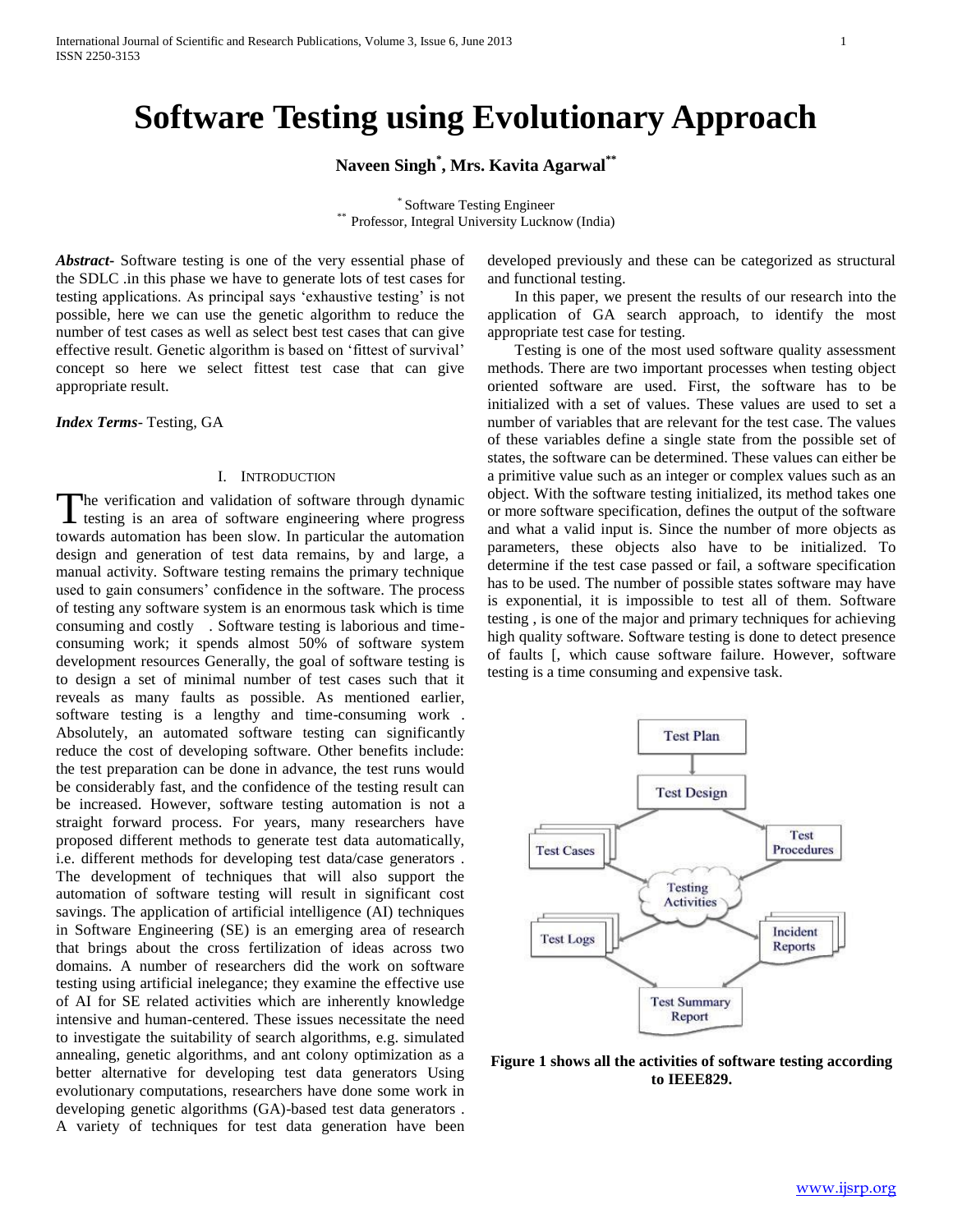# Software Testing using Evolutionary Approach

**Naveen Singh[*], Mrs. Kavita Agarwal[**]**

[*] Software Testing Engineer
[**] Professor, Integral University Lucknow (India)

***Abstract-*** Software testing is one of the very essential phase of the SDLC .in this phase we have to generate lots of test cases for testing applications. As principal says 'exhaustive testing' is not possible, here we can use the genetic algorithm to reduce the number of test cases as well as select best test cases that can give effective result. Genetic algorithm is based on 'fittest of survival' concept so here we select fittest test case that can give appropriate result.

***Index Terms-*** Testing, GA

## I. Introduction

The verification and validation of software through dynamic testing is an area of software engineering where progress towards automation has been slow. In particular the automation design and generation of test data remains, by and large, a manual activity. Software testing remains the primary technique used to gain consumers' confidence in the software. The process of testing any software system is an enormous task which is time consuming and costly . Software testing is laborious and time-consuming work; it spends almost 50% of software system development resources Generally, the goal of software testing is to design a set of minimal number of test cases such that it reveals as many faults as possible. As mentioned earlier, software testing is a lengthy and time-consuming work . Absolutely, an automated software testing can significantly reduce the cost of developing software. Other benefits include: the test preparation can be done in advance, the test runs would be considerably fast, and the confidence of the testing result can be increased. However, software testing automation is not a straight forward process. For years, many researchers have proposed different methods to generate test data automatically, i.e. different methods for developing test data/case generators . The development of techniques that will also support the automation of software testing will result in significant cost savings. The application of artificial intelligence (AI) techniques in Software Engineering (SE) is an emerging area of research that brings about the cross fertilization of ideas across two domains. A number of researchers did the work on software testing using artificial inelegance; they examine the effective use of AI for SE related activities which are inherently knowledge intensive and human-centered. These issues necessitate the need to investigate the suitability of search algorithms, e.g. simulated annealing, genetic algorithms, and ant colony optimization as a better alternative for developing test data generators Using evolutionary computations, researchers have done some work in developing genetic algorithms (GA)-based test data generators . A variety of techniques for test data generation have been developed previously and these can be categorized as structural and functional testing.

In this paper, we present the results of our research into the application of GA search approach, to identify the most appropriate test case for testing.

Testing is one of the most used software quality assessment methods. There are two important processes when testing object oriented software are used. First, the software has to be initialized with a set of values. These values are used to set a number of variables that are relevant for the test case. The values of these variables define a single state from the possible set of states, the software can be determined. These values can either be a primitive value such as an integer or complex values such as an object. With the software testing initialized, its method takes one or more software specification, defines the output of the software and what a valid input is. Since the number of more objects as parameters, these objects also have to be initialized. To determine if the test case passed or fail, a software specification has to be used. The number of possible states software may have is exponential, it is impossible to test all of them. Software testing , is one of the major and primary techniques for achieving high quality software. Software testing is done to detect presence of faults [, which cause software failure. However, software testing is a time consuming and expensive task.

**Figure 1 shows all the activities of software testing according to IEEE829.**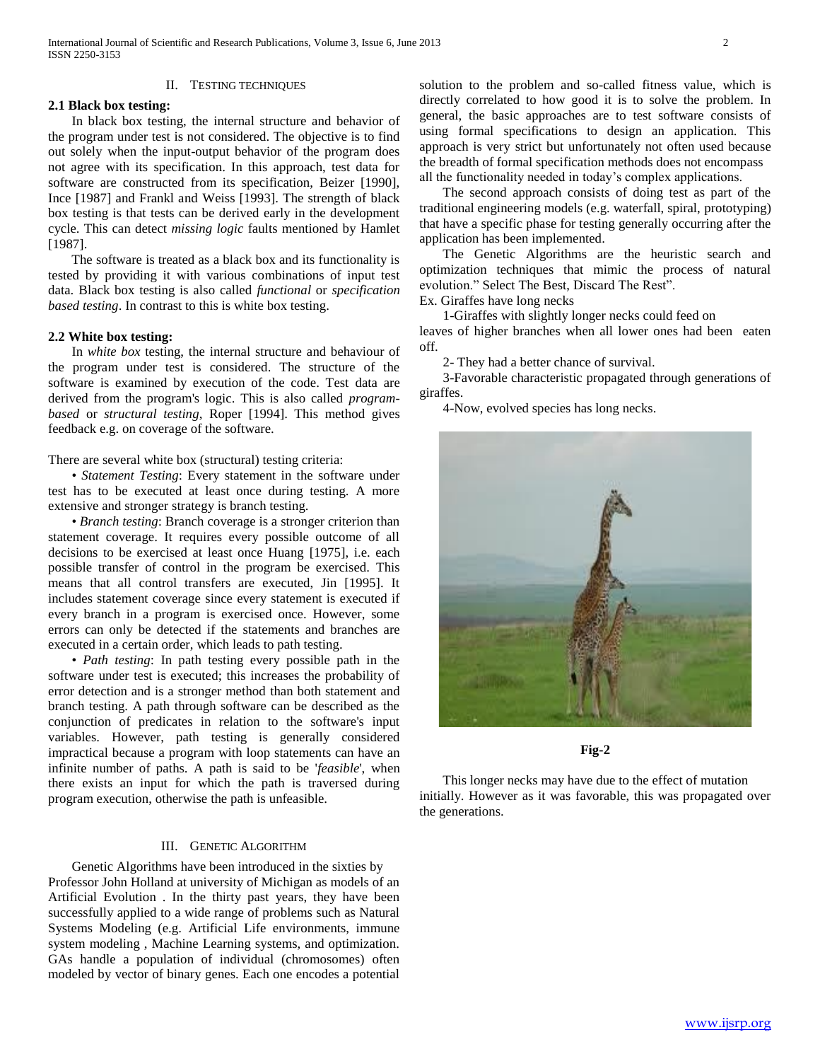## II. Testing Techniques

### 2.1 Black box testing:

In black box testing, the internal structure and behavior of the program under test is not considered. The objective is to find out solely when the input-output behavior of the program does not agree with its specification. In this approach, test data for software are constructed from its specification, Beizer [1990], Ince [1987] and Frankl and Weiss [1993]. The strength of black box testing is that tests can be derived early in the development cycle. This can detect *missing logic* faults mentioned by Hamlet [1987].

The software is treated as a black box and its functionality is tested by providing it with various combinations of input test data. Black box testing is also called *functional* or *specification based testing*. In contrast to this is white box testing.

### 2.2 White box testing:

In *white box* testing, the internal structure and behaviour of the program under test is considered. The structure of the software is examined by execution of the code. Test data are derived from the program's logic. This is also called *program-based* or *structural testing*, Roper [1994]. This method gives feedback e.g. on coverage of the software.

There are several white box (structural) testing criteria:

- *Statement Testing*: Every statement in the software under test has to be executed at least once during testing. A more extensive and stronger strategy is branch testing.
- *Branch testing*: Branch coverage is a stronger criterion than statement coverage. It requires every possible outcome of all decisions to be exercised at least once Huang [1975], i.e. each possible transfer of control in the program be exercised. This means that all control transfers are executed, Jin [1995]. It includes statement coverage since every statement is executed if every branch in a program is exercised once. However, some errors can only be detected if the statements and branches are executed in a certain order, which leads to path testing.
- *Path testing*: In path testing every possible path in the software under test is executed; this increases the probability of error detection and is a stronger method than both statement and branch testing. A path through software can be described as the conjunction of predicates in relation to the software's input variables. However, path testing is generally considered impractical because a program with loop statements can have an infinite number of paths. A path is said to be '*feasible*', when there exists an input for which the path is traversed during program execution, otherwise the path is unfeasible.

## III. Genetic Algorithm

Genetic Algorithms have been introduced in the sixties by Professor John Holland at university of Michigan as models of an Artificial Evolution . In the thirty past years, they have been successfully applied to a wide range of problems such as Natural Systems Modeling (e.g. Artificial Life environments, immune system modeling , Machine Learning systems, and optimization. GAs handle a population of individual (chromosomes) often modeled by vector of binary genes. Each one encodes a potential solution to the problem and so-called fitness value, which is directly correlated to how good it is to solve the problem. In general, the basic approaches are to test software consists of using formal specifications to design an application. This approach is very strict but unfortunately not often used because the breadth of formal specification methods does not encompass all the functionality needed in today's complex applications.

The second approach consists of doing test as part of the traditional engineering models (e.g. waterfall, spiral, prototyping) that have a specific phase for testing generally occurring after the application has been implemented.

The Genetic Algorithms are the heuristic search and optimization techniques that mimic the process of natural evolution." Select The Best, Discard The Rest".

Ex. Giraffes have long necks

1-Giraffes with slightly longer necks could feed on leaves of higher branches when all lower ones had been eaten off.

2- They had a better chance of survival.

3-Favorable characteristic propagated through generations of giraffes.

4-Now, evolved species has long necks.

**Fig-2**

This longer necks may have due to the effect of mutation initially. However as it was favorable, this was propagated over the generations.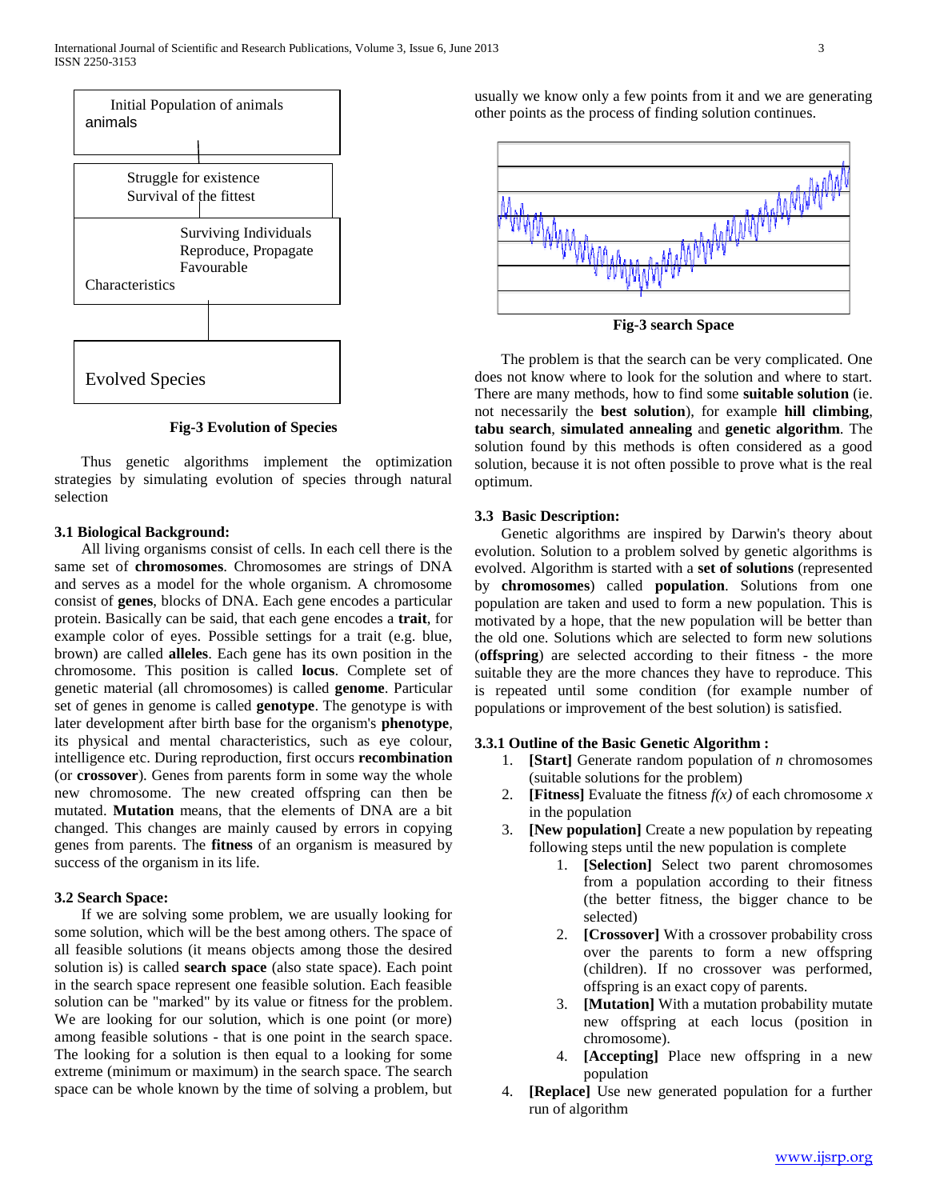Initial Population of animals animals

Struggle for existence
Survival of the fittest

Surviving Individuals
Reproduce, Propagate
Favourable
Characteristics

Evolved Species

**Fig-3 Evolution of Species**

Thus genetic algorithms implement the optimization strategies by simulating evolution of species through natural selection

**3.1 Biological Background:**

All living organisms consist of cells. In each cell there is the same set of **chromosomes**. Chromosomes are strings of DNA and serves as a model for the whole organism. A chromosome consist of **genes**, blocks of DNA. Each gene encodes a particular protein. Basically can be said, that each gene encodes a **trait**, for example color of eyes. Possible settings for a trait (e.g. blue, brown) are called **alleles**. Each gene has its own position in the chromosome. This position is called **locus**. Complete set of genetic material (all chromosomes) is called **genome**. Particular set of genes in genome is called **genotype**. The genotype is with later development after birth base for the organism's **phenotype**, its physical and mental characteristics, such as eye colour, intelligence etc. During reproduction, first occurs **recombination** (or **crossover**). Genes from parents form in some way the whole new chromosome. The new created offspring can then be mutated. **Mutation** means, that the elements of DNA are a bit changed. This changes are mainly caused by errors in copying genes from parents. The **fitness** of an organism is measured by success of the organism in its life.

**3.2 Search Space:**

If we are solving some problem, we are usually looking for some solution, which will be the best among others. The space of all feasible solutions (it means objects among those the desired solution is) is called **search space** (also state space). Each point in the search space represent one feasible solution. Each feasible solution can be "marked" by its value or fitness for the problem. We are looking for our solution, which is one point (or more) among feasible solutions - that is one point in the search space. The looking for a solution is then equal to a looking for some extreme (minimum or maximum) in the search space. The search space can be whole known by the time of solving a problem, but usually we know only a few points from it and we are generating other points as the process of finding solution continues.

**Fig-3 search Space**

The problem is that the search can be very complicated. One does not know where to look for the solution and where to start. There are many methods, how to find some **suitable solution** (ie. not necessarily the **best solution**), for example **hill climbing**, **tabu search**, **simulated annealing** and **genetic algorithm**. The solution found by this methods is often considered as a good solution, because it is not often possible to prove what is the real optimum.

**3.3 Basic Description:**

Genetic algorithms are inspired by Darwin's theory about evolution. Solution to a problem solved by genetic algorithms is evolved. Algorithm is started with a **set of solutions** (represented by **chromosomes**) called **population**. Solutions from one population are taken and used to form a new population. This is motivated by a hope, that the new population will be better than the old one. Solutions which are selected to form new solutions (**offspring**) are selected according to their fitness - the more suitable they are the more chances they have to reproduce. This is repeated until some condition (for example number of populations or improvement of the best solution) is satisfied.

**3.3.1 Outline of the Basic Genetic Algorithm :**

1. **[Start]** Generate random population of *n* chromosomes (suitable solutions for the problem)
2. **[Fitness]** Evaluate the fitness $f(x)$ of each chromosome $x$ in the population
3. **[New population]** Create a new population by repeating following steps until the new population is complete
    1. **[Selection]** Select two parent chromosomes from a population according to their fitness (the better fitness, the bigger chance to be selected)
    2. **[Crossover]** With a crossover probability cross over the parents to form a new offspring (children). If no crossover was performed, offspring is an exact copy of parents.
    3. **[Mutation]** With a mutation probability mutate new offspring at each locus (position in chromosome).
    4. **[Accepting]** Place new offspring in a new population
4. **[Replace]** Use new generated population for a further run of algorithm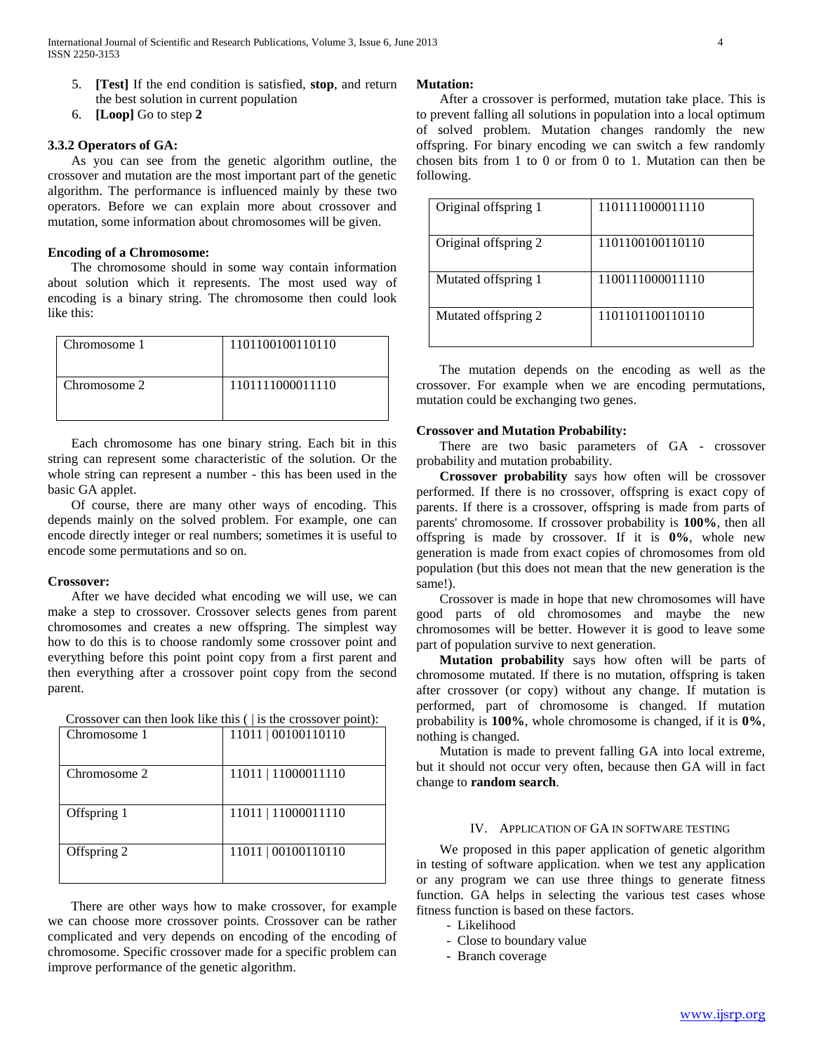5. **[Test]** If the end condition is satisfied, **stop**, and return the best solution in current population
6. **[Loop]** Go to step **2**

### 3.3.2 Operators of GA:

As you can see from the genetic algorithm outline, the crossover and mutation are the most important part of the genetic algorithm. The performance is influenced mainly by these two operators. Before we can explain more about crossover and mutation, some information about chromosomes will be given.

**Encoding of a Chromosome:**

The chromosome should in some way contain information about solution which it represents. The most used way of encoding is a binary string. The chromosome then could look like this:

| Chromosome 1 | 1101100100110110 |
|---|---|
| Chromosome 2 | 1101111000011110 |

Each chromosome has one binary string. Each bit in this string can represent some characteristic of the solution. Or the whole string can represent a number - this has been used in the basic GA applet.

Of course, there are many other ways of encoding. This depends mainly on the solved problem. For example, one can encode directly integer or real numbers; sometimes it is useful to encode some permutations and so on.

**Crossover:**

After we have decided what encoding we will use, we can make a step to crossover. Crossover selects genes from parent chromosomes and creates a new offspring. The simplest way how to do this is to choose randomly some crossover point and everything before this point point copy from a first parent and then everything after a crossover point copy from the second parent.

Crossover can then look like this ( | is the crossover point):

| Chromosome 1 | 11011 \| 00100110110 |
|---|---|
| Chromosome 2 | 11011 \| 11000011110 |
| Offspring 1 | 11011 \| 11000011110 |
| Offspring 2 | 11011 \| 00100110110 |

There are other ways how to make crossover, for example we can choose more crossover points. Crossover can be rather complicated and very depends on encoding of the encoding of chromosome. Specific crossover made for a specific problem can improve performance of the genetic algorithm.

**Mutation:**

After a crossover is performed, mutation take place. This is to prevent falling all solutions in population into a local optimum of solved problem. Mutation changes randomly the new offspring. For binary encoding we can switch a few randomly chosen bits from 1 to 0 or from 0 to 1. Mutation can then be following.

| Original offspring 1 | 1101111000011110 |
|---|---|
| Original offspring 2 | 1101100100110110 |
| Mutated offspring 1 | 1100111000011110 |
| Mutated offspring 2 | 1101101100110110 |

The mutation depends on the encoding as well as the crossover. For example when we are encoding permutations, mutation could be exchanging two genes.

**Crossover and Mutation Probability:**

There are two basic parameters of GA - crossover probability and mutation probability.

**Crossover probability** says how often will be crossover performed. If there is no crossover, offspring is exact copy of parents. If there is a crossover, offspring is made from parts of parents' chromosome. If crossover probability is **100%**, then all offspring is made by crossover. If it is **0%**, whole new generation is made from exact copies of chromosomes from old population (but this does not mean that the new generation is the same!).

Crossover is made in hope that new chromosomes will have good parts of old chromosomes and maybe the new chromosomes will be better. However it is good to leave some part of population survive to next generation.

**Mutation probability** says how often will be parts of chromosome mutated. If there is no mutation, offspring is taken after crossover (or copy) without any change. If mutation is performed, part of chromosome is changed. If mutation probability is **100%**, whole chromosome is changed, if it is **0%**, nothing is changed.

Mutation is made to prevent falling GA into local extreme, but it should not occur very often, because then GA will in fact change to **random search**.

## IV. Application of GA in Software Testing

We proposed in this paper application of genetic algorithm in testing of software application. when we test any application or any program we can use three things to generate fitness function. GA helps in selecting the various test cases whose fitness function is based on these factors.

- Likelihood
- Close to boundary value
- Branch coverage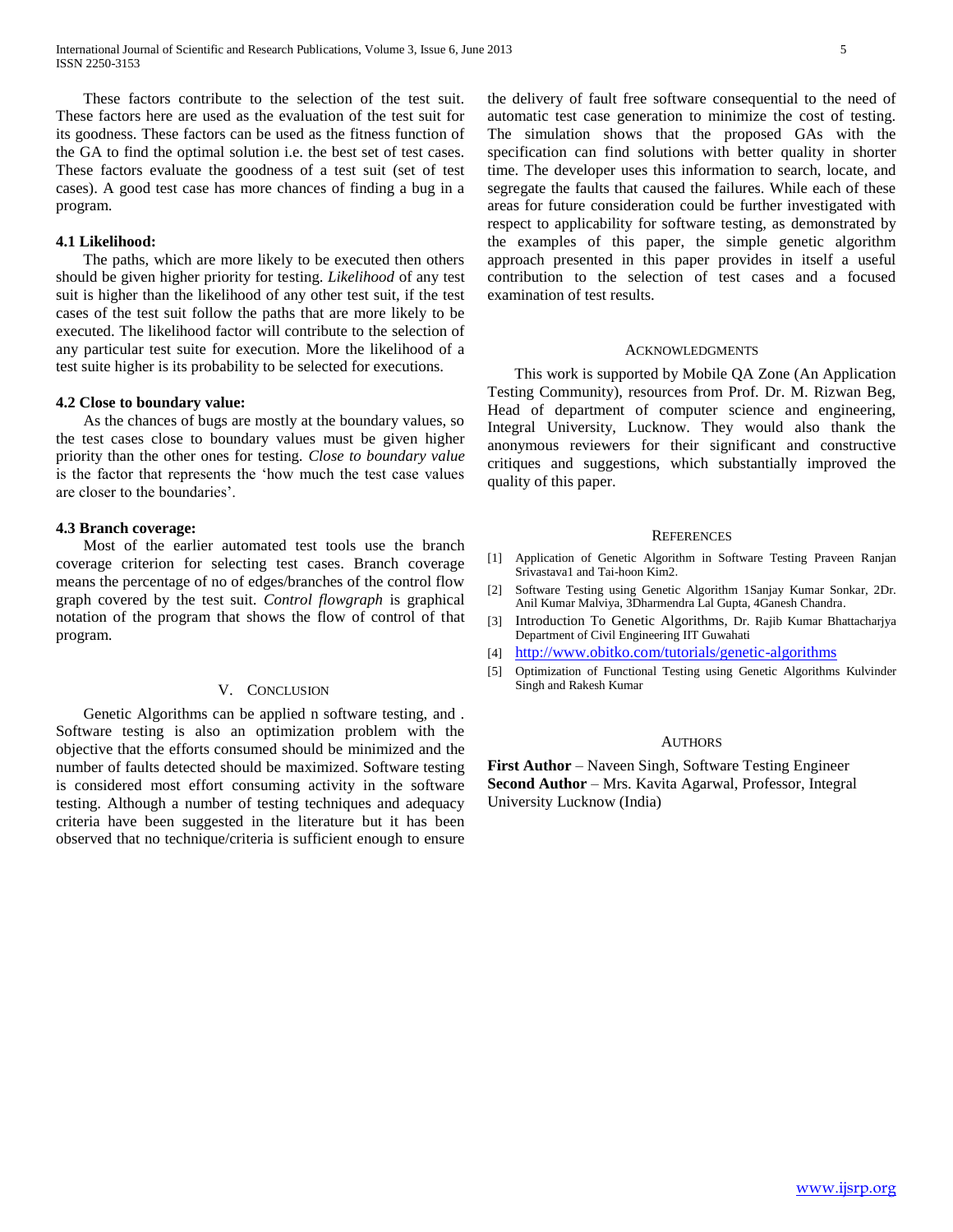These factors contribute to the selection of the test suit. These factors here are used as the evaluation of the test suit for its goodness. These factors can be used as the fitness function of the GA to find the optimal solution i.e. the best set of test cases. These factors evaluate the goodness of a test suit (set of test cases). A good test case has more chances of finding a bug in a program.

### 4.1 Likelihood:

The paths, which are more likely to be executed then others should be given higher priority for testing. *Likelihood* of any test suit is higher than the likelihood of any other test suit, if the test cases of the test suit follow the paths that are more likely to be executed. The likelihood factor will contribute to the selection of any particular test suite for execution. More the likelihood of a test suite higher is its probability to be selected for executions.

### 4.2 Close to boundary value:

As the chances of bugs are mostly at the boundary values, so the test cases close to boundary values must be given higher priority than the other ones for testing. *Close to boundary value* is the factor that represents the 'how much the test case values are closer to the boundaries'.

### 4.3 Branch coverage:

Most of the earlier automated test tools use the branch coverage criterion for selecting test cases. Branch coverage means the percentage of no of edges/branches of the control flow graph covered by the test suit. *Control flowgraph* is graphical notation of the program that shows the flow of control of that program.

## V. Conclusion

Genetic Algorithms can be applied n software testing, and . Software testing is also an optimization problem with the objective that the efforts consumed should be minimized and the number of faults detected should be maximized. Software testing is considered most effort consuming activity in the software testing. Although a number of testing techniques and adequacy criteria have been suggested in the literature but it has been observed that no technique/criteria is sufficient enough to ensure the delivery of fault free software consequential to the need of automatic test case generation to minimize the cost of testing. The simulation shows that the proposed GAs with the specification can find solutions with better quality in shorter time. The developer uses this information to search, locate, and segregate the faults that caused the failures. While each of these areas for future consideration could be further investigated with respect to applicability for software testing, as demonstrated by the examples of this paper, the simple genetic algorithm approach presented in this paper provides in itself a useful contribution to the selection of test cases and a focused examination of test results.

## Acknowledgments

This work is supported by Mobile QA Zone (An Application Testing Community), resources from Prof. Dr. M. Rizwan Beg, Head of department of computer science and engineering, Integral University, Lucknow. They would also thank the anonymous reviewers for their significant and constructive critiques and suggestions, which substantially improved the quality of this paper.

## References

[1] Application of Genetic Algorithm in Software Testing Praveen Ranjan Srivastava1 and Tai-hoon Kim2.

[2] Software Testing using Genetic Algorithm 1Sanjay Kumar Sonkar, 2Dr. Anil Kumar Malviya, 3Dharmendra Lal Gupta, 4Ganesh Chandra.

[3] Introduction To Genetic Algorithms, Dr. Rajib Kumar Bhattacharjya Department of Civil Engineering IIT Guwahati

[4] http://www.obitko.com/tutorials/genetic-algorithms

[5] Optimization of Functional Testing using Genetic Algorithms Kulvinder Singh and Rakesh Kumar

## Authors

**First Author** – Naveen Singh, Software Testing Engineer

**Second Author** – Mrs. Kavita Agarwal, Professor, Integral University Lucknow (India)